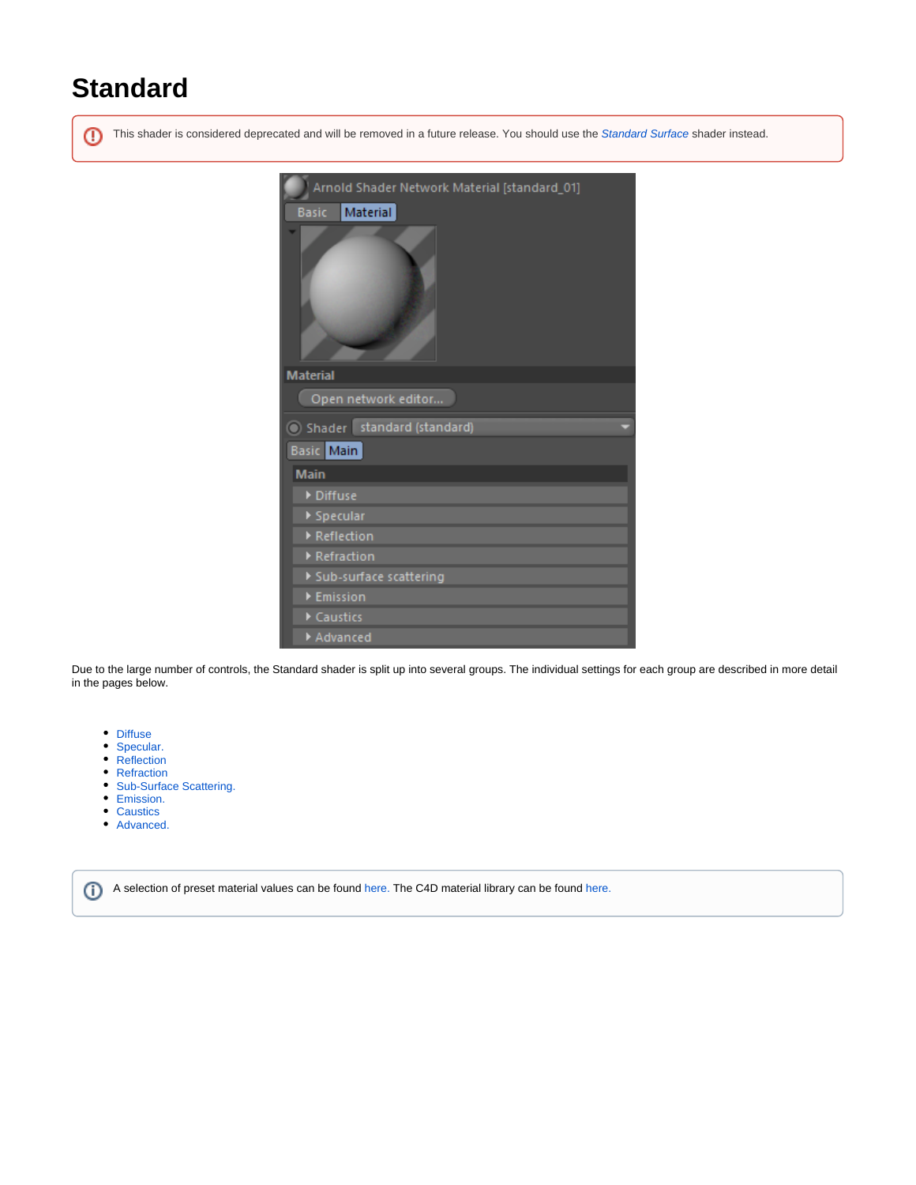# Standard

This shader is considered deprecated and will be removed in a future release. You should use the *Standard Surface* shader instead.

Due to the large number of controls, the Standard shader is split up into several groups. The individual settings for each group are described in more detail in the pages below.

- Diffuse
- Specular.
- Reflection
- Refraction
- Sub-Surface Scattering.
- Emission.
- Caustics
- Advanced.

A selection of preset material values can be found here. The C4D material library can be found here.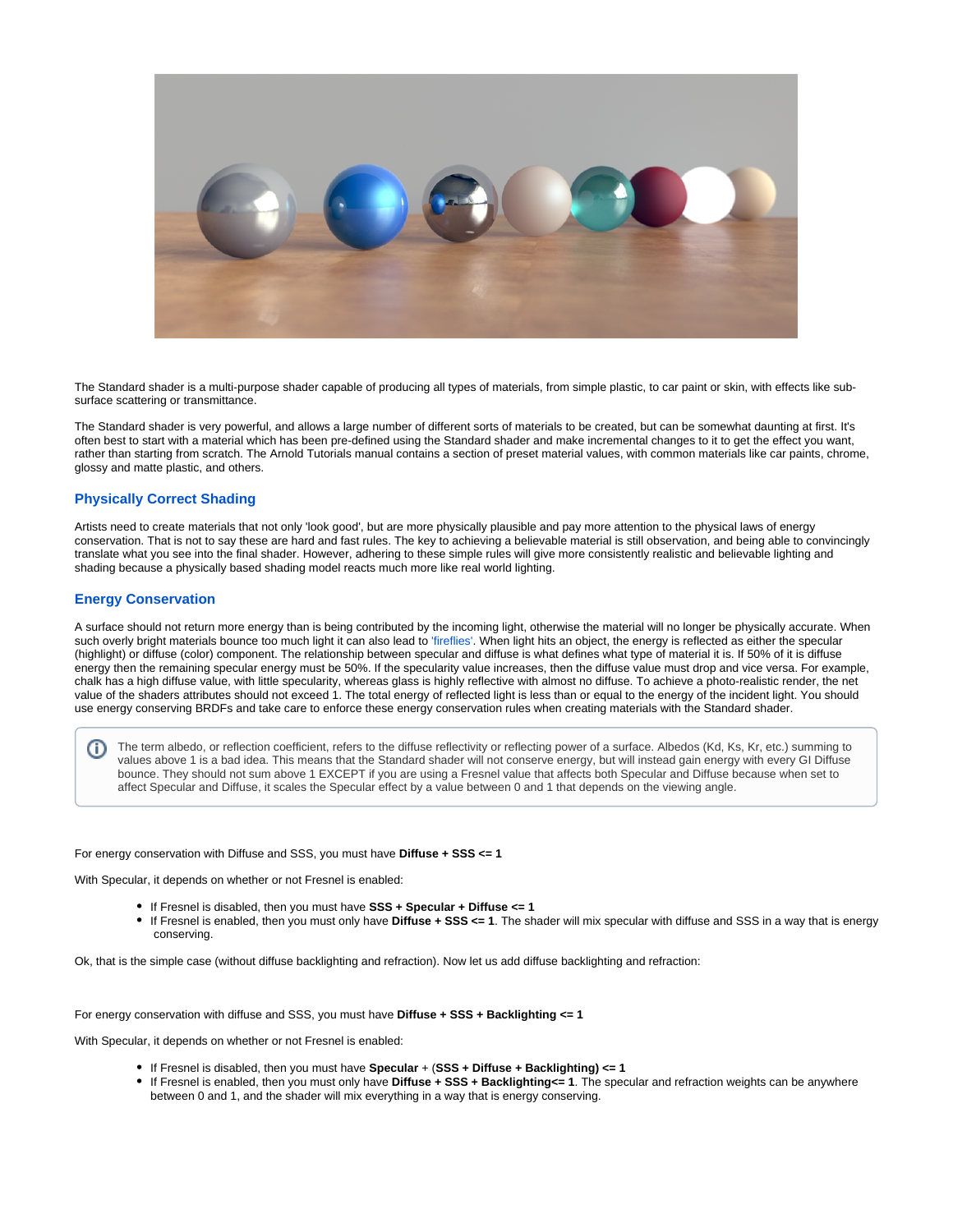The Standard shader is a multi-purpose shader capable of producing all types of materials, from simple plastic, to car paint or skin, with effects like sub-surface scattering or transmittance.

The Standard shader is very powerful, and allows a large number of different sorts of materials to be created, but can be somewhat daunting at first. It's often best to start with a material which has been pre-defined using the Standard shader and make incremental changes to it to get the effect you want, rather than starting from scratch. The Arnold Tutorials manual contains a section of preset material values, with common materials like car paints, chrome, glossy and matte plastic, and others.

## Physically Correct Shading

Artists need to create materials that not only 'look good', but are more physically plausible and pay more attention to the physical laws of energy conservation. That is not to say these are hard and fast rules. The key to achieving a believable material is still observation, and being able to convincingly translate what you see into the final shader. However, adhering to these simple rules will give more consistently realistic and believable lighting and shading because a physically based shading model reacts much more like real world lighting.

## Energy Conservation

A surface should not return more energy than is being contributed by the incoming light, otherwise the material will no longer be physically accurate. When such overly bright materials bounce too much light it can also lead to 'fireflies'. When light hits an object, the energy is reflected as either the specular (highlight) or diffuse (color) component. The relationship between specular and diffuse is what defines what type of material it is. If 50% of it is diffuse energy then the remaining specular energy must be 50%. If the specularity value increases, then the diffuse value must drop and vice versa. For example, chalk has a high diffuse value, with little specularity, whereas glass is highly reflective with almost no diffuse. To achieve a photo-realistic render, the net value of the shaders attributes should not exceed 1. The total energy of reflected light is less than or equal to the energy of the incident light. You should use energy conserving BRDFs and take care to enforce these energy conservation rules when creating materials with the Standard shader.

> The term albedo, or reflection coefficient, refers to the diffuse reflectivity or reflecting power of a surface. Albedos (Kd, Ks, Kr, etc.) summing to values above 1 is a bad idea. This means that the Standard shader will not conserve energy, but will instead gain energy with every GI Diffuse bounce. They should not sum above 1 EXCEPT if you are using a Fresnel value that affects both Specular and Diffuse because when set to affect Specular and Diffuse, it scales the Specular effect by a value between 0 and 1 that depends on the viewing angle.

For energy conservation with Diffuse and SSS, you must have **Diffuse + SSS <= 1**

With Specular, it depends on whether or not Fresnel is enabled:

- If Fresnel is disabled, then you must have **SSS + Specular + Diffuse <= 1**
- If Fresnel is enabled, then you must only have **Diffuse + SSS <= 1**. The shader will mix specular with diffuse and SSS in a way that is energy conserving.

Ok, that is the simple case (without diffuse backlighting and refraction). Now let us add diffuse backlighting and refraction:

For energy conservation with diffuse and SSS, you must have **Diffuse + SSS + Backlighting <= 1**

With Specular, it depends on whether or not Fresnel is enabled:

- If Fresnel is disabled, then you must have **Specular** + (**SSS + Diffuse + Backlighting) <= 1**
- If Fresnel is enabled, then you must only have **Diffuse + SSS + Backlighting<= 1**. The specular and refraction weights can be anywhere between 0 and 1, and the shader will mix everything in a way that is energy conserving.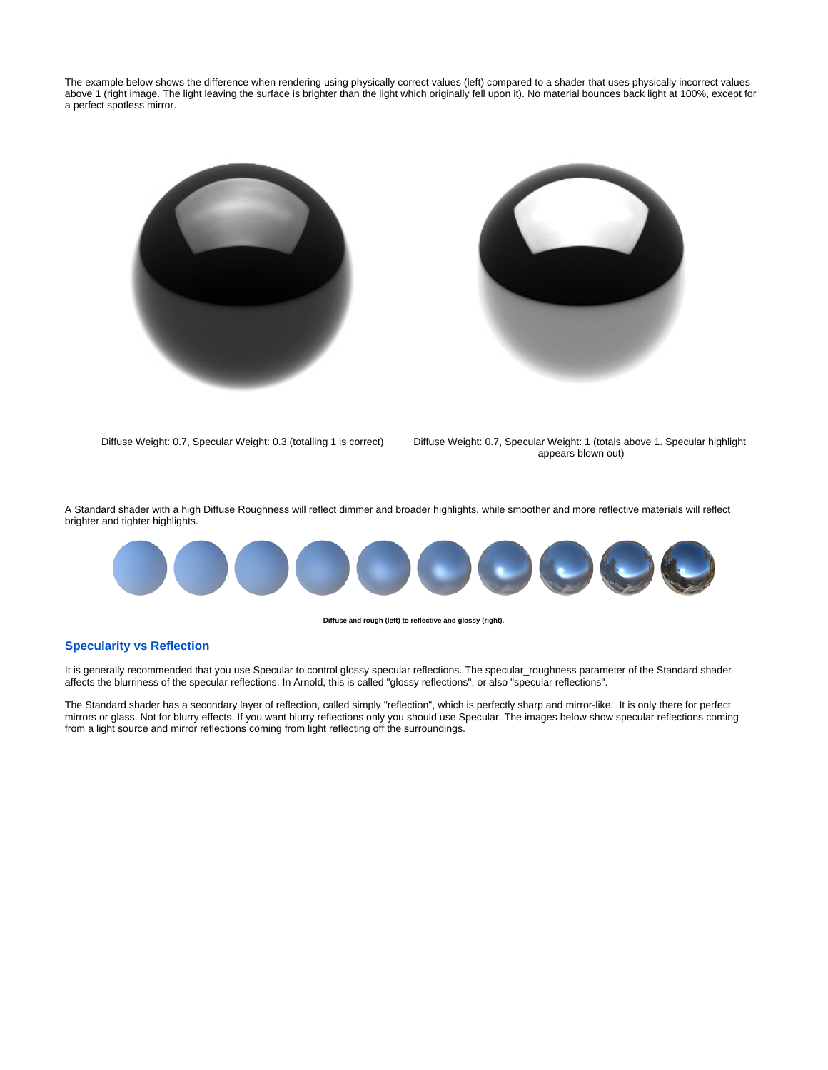The example below shows the difference when rendering using physically correct values (left) compared to a shader that uses physically incorrect values above 1 (right image. The light leaving the surface is brighter than the light which originally fell upon it). No material bounces back light at 100%, except for a perfect spotless mirror.

Diffuse Weight: 0.7, Specular Weight: 0.3 (totalling 1 is correct)

Diffuse Weight: 0.7, Specular Weight: 1 (totals above 1. Specular highlight appears blown out)

A Standard shader with a high Diffuse Roughness will reflect dimmer and broader highlights, while smoother and more reflective materials will reflect brighter and tighter highlights.

**Diffuse and rough (left) to reflective and glossy (right).**

## Specularity vs Reflection

It is generally recommended that you use Specular to control glossy specular reflections. The specular_roughness parameter of the Standard shader affects the blurriness of the specular reflections. In Arnold, this is called "glossy reflections", or also "specular reflections".

The Standard shader has a secondary layer of reflection, called simply "reflection", which is perfectly sharp and mirror-like. It is only there for perfect mirrors or glass. Not for blurry effects. If you want blurry reflections only you should use Specular. The images below show specular reflections coming from a light source and mirror reflections coming from light reflecting off the surroundings.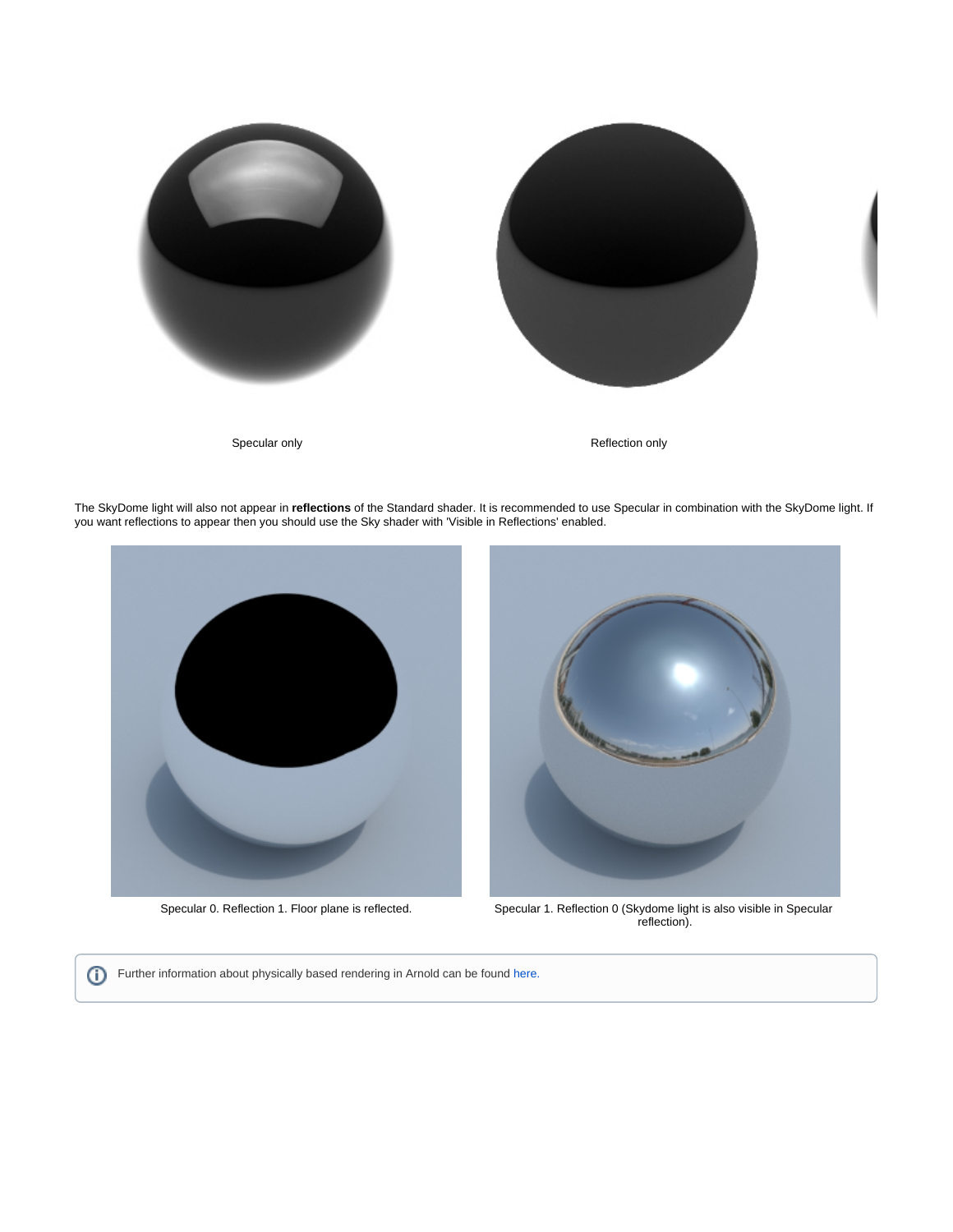Specular only

Reflection only

The SkyDome light will also not appear in **reflections** of the Standard shader. It is recommended to use Specular in combination with the SkyDome light. If you want reflections to appear then you should use the Sky shader with 'Visible in Reflections' enabled.

Specular 0. Reflection 1. Floor plane is reflected.

Specular 1. Reflection 0 (Skydome light is also visible in Specular reflection).

Further information about physically based rendering in Arnold can be found here.